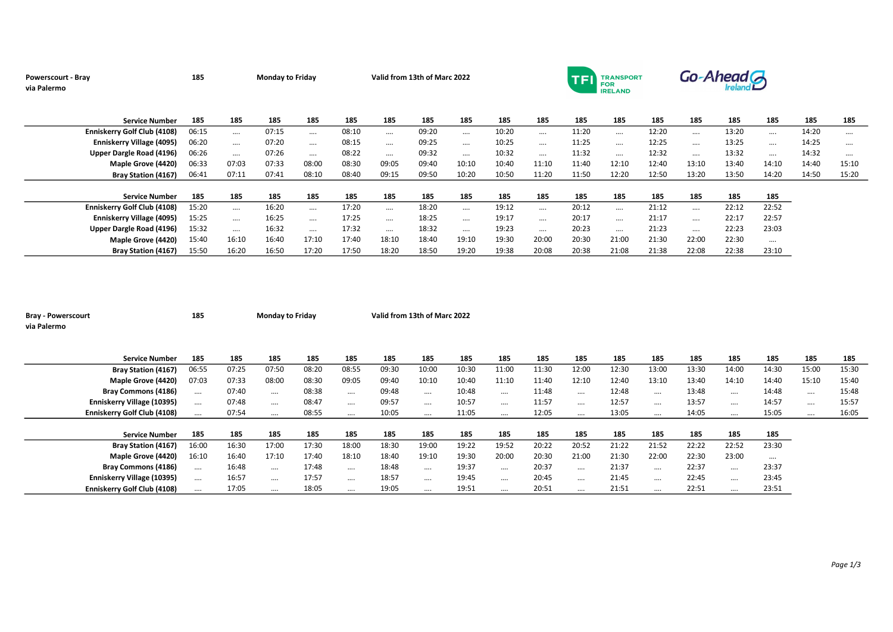**Powerscourt - Bray via Palermo** | **185** | **Monday to Friday** | **Valid from 13th of Marc 2022**

TFI TRANSPORT FOR IRELAND | Go-Ahead Ireland

| Service Number | 185 | 185 | 185 | 185 | 185 | 185 | 185 | 185 | 185 | 185 | 185 | 185 | 185 | 185 | 185 | 185 | 185 | 185 |
|---|---|---|---|---|---|---|---|---|---|---|---|---|---|---|---|---|---|---|
| Enniskerry Golf Club (4108) | 06:15 | .... | 07:15 | .... | 08:10 | .... | 09:20 | .... | 10:20 | .... | 11:20 | .... | 12:20 | .... | 13:20 | .... | 14:20 | .... |
| Enniskerry Village (4095) | 06:20 | .... | 07:20 | .... | 08:15 | .... | 09:25 | .... | 10:25 | .... | 11:25 | .... | 12:25 | .... | 13:25 | .... | 14:25 | .... |
| Upper Dargle Road (4196) | 06:26 | .... | 07:26 | .... | 08:22 | .... | 09:32 | .... | 10:32 | .... | 11:32 | .... | 12:32 | .... | 13:32 | .... | 14:32 | .... |
| Maple Grove (4420) | 06:33 | 07:03 | 07:33 | 08:00 | 08:30 | 09:05 | 09:40 | 10:10 | 10:40 | 11:10 | 11:40 | 12:10 | 12:40 | 13:10 | 13:40 | 14:10 | 14:40 | 15:10 |
| Bray Station (4167) | 06:41 | 07:11 | 07:41 | 08:10 | 08:40 | 09:15 | 09:50 | 10:20 | 10:50 | 11:20 | 11:50 | 12:20 | 12:50 | 13:20 | 13:50 | 14:20 | 14:50 | 15:20 |

| Service Number | 185 | 185 | 185 | 185 | 185 | 185 | 185 | 185 | 185 | 185 | 185 | 185 | 185 | 185 | 185 | 185 |
|---|---|---|---|---|---|---|---|---|---|---|---|---|---|---|---|---|
| Enniskerry Golf Club (4108) | 15:20 | .... | 16:20 | .... | 17:20 | .... | 18:20 | .... | 19:12 | .... | 20:12 | .... | 21:12 | .... | 22:12 | 22:52 |
| Enniskerry Village (4095) | 15:25 | .... | 16:25 | .... | 17:25 | .... | 18:25 | .... | 19:17 | .... | 20:17 | .... | 21:17 | .... | 22:17 | 22:57 |
| Upper Dargle Road (4196) | 15:32 | .... | 16:32 | .... | 17:32 | .... | 18:32 | .... | 19:23 | .... | 20:23 | .... | 21:23 | .... | 22:23 | 23:03 |
| Maple Grove (4420) | 15:40 | 16:10 | 16:40 | 17:10 | 17:40 | 18:10 | 18:40 | 19:10 | 19:30 | 20:00 | 20:30 | 21:00 | 21:30 | 22:00 | 22:30 | .... |
| Bray Station (4167) | 15:50 | 16:20 | 16:50 | 17:20 | 17:50 | 18:20 | 18:50 | 19:20 | 19:38 | 20:08 | 20:38 | 21:08 | 21:38 | 22:08 | 22:38 | 23:10 |

**Bray - Powerscourt via Palermo** | **185** | **Monday to Friday** | **Valid from 13th of Marc 2022**

| Service Number | 185 | 185 | 185 | 185 | 185 | 185 | 185 | 185 | 185 | 185 | 185 | 185 | 185 | 185 | 185 | 185 | 185 | 185 |
|---|---|---|---|---|---|---|---|---|---|---|---|---|---|---|---|---|---|---|
| Bray Station (4167) | 06:55 | 07:25 | 07:50 | 08:20 | 08:55 | 09:30 | 10:00 | 10:30 | 11:00 | 11:30 | 12:00 | 12:30 | 13:00 | 13:30 | 14:00 | 14:30 | 15:00 | 15:30 |
| Maple Grove (4420) | 07:03 | 07:33 | 08:00 | 08:30 | 09:05 | 09:40 | 10:10 | 10:40 | 11:10 | 11:40 | 12:10 | 12:40 | 13:10 | 13:40 | 14:10 | 14:40 | 15:10 | 15:40 |
| Bray Commons (4186) | .... | 07:40 | .... | 08:38 | .... | 09:48 | .... | 10:48 | .... | 11:48 | .... | 12:48 | .... | 13:48 | .... | 14:48 | .... | 15:48 |
| Enniskerry Village (10395) | .... | 07:48 | .... | 08:47 | .... | 09:57 | .... | 10:57 | .... | 11:57 | .... | 12:57 | .... | 13:57 | .... | 14:57 | .... | 15:57 |
| Enniskerry Golf Club (4108) | .... | 07:54 | .... | 08:55 | .... | 10:05 | .... | 11:05 | .... | 12:05 | .... | 13:05 | .... | 14:05 | .... | 15:05 | .... | 16:05 |

| Service Number | 185 | 185 | 185 | 185 | 185 | 185 | 185 | 185 | 185 | 185 | 185 | 185 | 185 | 185 | 185 | 185 |
|---|---|---|---|---|---|---|---|---|---|---|---|---|---|---|---|---|
| Bray Station (4167) | 16:00 | 16:30 | 17:00 | 17:30 | 18:00 | 18:30 | 19:00 | 19:22 | 19:52 | 20:22 | 20:52 | 21:22 | 21:52 | 22:22 | 22:52 | 23:30 |
| Maple Grove (4420) | 16:10 | 16:40 | 17:10 | 17:40 | 18:10 | 18:40 | 19:10 | 19:30 | 20:00 | 20:30 | 21:00 | 21:30 | 22:00 | 22:30 | 23:00 | .... |
| Bray Commons (4186) | .... | 16:48 | .... | 17:48 | .... | 18:48 | .... | 19:37 | .... | 20:37 | .... | 21:37 | .... | 22:37 | .... | 23:37 |
| Enniskerry Village (10395) | .... | 16:57 | .... | 17:57 | .... | 18:57 | .... | 19:45 | .... | 20:45 | .... | 21:45 | .... | 22:45 | .... | 23:45 |
| Enniskerry Golf Club (4108) | .... | 17:05 | .... | 18:05 | .... | 19:05 | .... | 19:51 | .... | 20:51 | .... | 21:51 | .... | 22:51 | .... | 23:51 |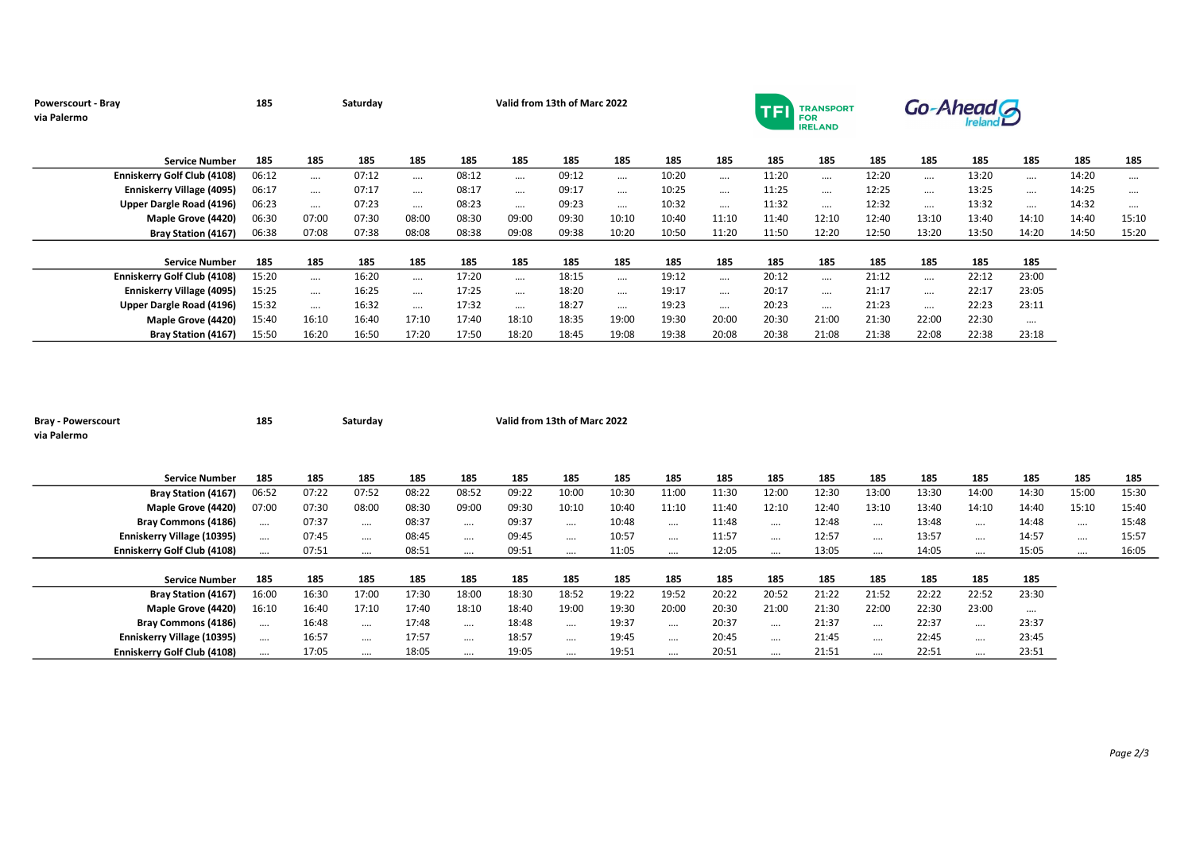**Powerscourt - Bray via Palermo** | **185** | **Saturday** | **Valid from 13th of Marc 2022**

TFI TRANSPORT FOR IRELAND | Go-Ahead Ireland

| Service Number | 185 | 185 | 185 | 185 | 185 | 185 | 185 | 185 | 185 | 185 | 185 | 185 | 185 | 185 | 185 | 185 | 185 | 185 |
|---|---|---|---|---|---|---|---|---|---|---|---|---|---|---|---|---|---|---|
| Enniskerry Golf Club (4108) | 06:12 | .... | 07:12 | .... | 08:12 | .... | 09:12 | .... | 10:20 | .... | 11:20 | .... | 12:20 | .... | 13:20 | .... | 14:20 | .... |
| Enniskerry Village (4095) | 06:17 | .... | 07:17 | .... | 08:17 | .... | 09:17 | .... | 10:25 | .... | 11:25 | .... | 12:25 | .... | 13:25 | .... | 14:25 | .... |
| Upper Dargle Road (4196) | 06:23 | .... | 07:23 | .... | 08:23 | .... | 09:23 | .... | 10:32 | .... | 11:32 | .... | 12:32 | .... | 13:32 | .... | 14:32 | .... |
| Maple Grove (4420) | 06:30 | 07:00 | 07:30 | 08:00 | 08:30 | 09:00 | 09:30 | 10:10 | 10:40 | 11:10 | 11:40 | 12:10 | 12:40 | 13:10 | 13:40 | 14:10 | 14:40 | 15:10 |
| Bray Station (4167) | 06:38 | 07:08 | 07:38 | 08:08 | 08:38 | 09:08 | 09:38 | 10:20 | 10:50 | 11:20 | 11:50 | 12:20 | 12:50 | 13:20 | 13:50 | 14:20 | 14:50 | 15:20 |

| Service Number | 185 | 185 | 185 | 185 | 185 | 185 | 185 | 185 | 185 | 185 | 185 | 185 | 185 | 185 | 185 | 185 |
|---|---|---|---|---|---|---|---|---|---|---|---|---|---|---|---|---|
| Enniskerry Golf Club (4108) | 15:20 | .... | 16:20 | .... | 17:20 | .... | 18:15 | .... | 19:12 | .... | 20:12 | .... | 21:12 | .... | 22:12 | 23:00 |
| Enniskerry Village (4095) | 15:25 | .... | 16:25 | .... | 17:25 | .... | 18:20 | .... | 19:17 | .... | 20:17 | .... | 21:17 | .... | 22:17 | 23:05 |
| Upper Dargle Road (4196) | 15:32 | .... | 16:32 | .... | 17:32 | .... | 18:27 | .... | 19:23 | .... | 20:23 | .... | 21:23 | .... | 22:23 | 23:11 |
| Maple Grove (4420) | 15:40 | 16:10 | 16:40 | 17:10 | 17:40 | 18:10 | 18:35 | 19:00 | 19:30 | 20:00 | 20:30 | 21:00 | 21:30 | 22:00 | 22:30 | .... |
| Bray Station (4167) | 15:50 | 16:20 | 16:50 | 17:20 | 17:50 | 18:20 | 18:45 | 19:08 | 19:38 | 20:08 | 20:38 | 21:08 | 21:38 | 22:08 | 22:38 | 23:18 |

**Bray - Powerscourt via Palermo** | **185** | **Saturday** | **Valid from 13th of Marc 2022**

| Service Number | 185 | 185 | 185 | 185 | 185 | 185 | 185 | 185 | 185 | 185 | 185 | 185 | 185 | 185 | 185 | 185 | 185 | 185 |
|---|---|---|---|---|---|---|---|---|---|---|---|---|---|---|---|---|---|---|
| Bray Station (4167) | 06:52 | 07:22 | 07:52 | 08:22 | 08:52 | 09:22 | 10:00 | 10:30 | 11:00 | 11:30 | 12:00 | 12:30 | 13:00 | 13:30 | 14:00 | 14:30 | 15:00 | 15:30 |
| Maple Grove (4420) | 07:00 | 07:30 | 08:00 | 08:30 | 09:00 | 09:30 | 10:10 | 10:40 | 11:10 | 11:40 | 12:10 | 12:40 | 13:10 | 13:40 | 14:10 | 14:40 | 15:10 | 15:40 |
| Bray Commons (4186) | .... | 07:37 | .... | 08:37 | .... | 09:37 | .... | 10:48 | .... | 11:48 | .... | 12:48 | .... | 13:48 | .... | 14:48 | .... | 15:48 |
| Enniskerry Village (10395) | .... | 07:45 | .... | 08:45 | .... | 09:45 | .... | 10:57 | .... | 11:57 | .... | 12:57 | .... | 13:57 | .... | 14:57 | .... | 15:57 |
| Enniskerry Golf Club (4108) | .... | 07:51 | .... | 08:51 | .... | 09:51 | .... | 11:05 | .... | 12:05 | .... | 13:05 | .... | 14:05 | .... | 15:05 | .... | 16:05 |

| Service Number | 185 | 185 | 185 | 185 | 185 | 185 | 185 | 185 | 185 | 185 | 185 | 185 | 185 | 185 | 185 | 185 |
|---|---|---|---|---|---|---|---|---|---|---|---|---|---|---|---|---|
| Bray Station (4167) | 16:00 | 16:30 | 17:00 | 17:30 | 18:00 | 18:30 | 18:52 | 19:22 | 19:52 | 20:22 | 20:52 | 21:22 | 21:52 | 22:22 | 22:52 | 23:30 |
| Maple Grove (4420) | 16:10 | 16:40 | 17:10 | 17:40 | 18:10 | 18:40 | 19:00 | 19:30 | 20:00 | 20:30 | 21:00 | 21:30 | 22:00 | 22:30 | 23:00 | .... |
| Bray Commons (4186) | .... | 16:48 | .... | 17:48 | .... | 18:48 | .... | 19:37 | .... | 20:37 | .... | 21:37 | .... | 22:37 | .... | 23:37 |
| Enniskerry Village (10395) | .... | 16:57 | .... | 17:57 | .... | 18:57 | .... | 19:45 | .... | 20:45 | .... | 21:45 | .... | 22:45 | .... | 23:45 |
| Enniskerry Golf Club (4108) | .... | 17:05 | .... | 18:05 | .... | 19:05 | .... | 19:51 | .... | 20:51 | .... | 21:51 | .... | 22:51 | .... | 23:51 |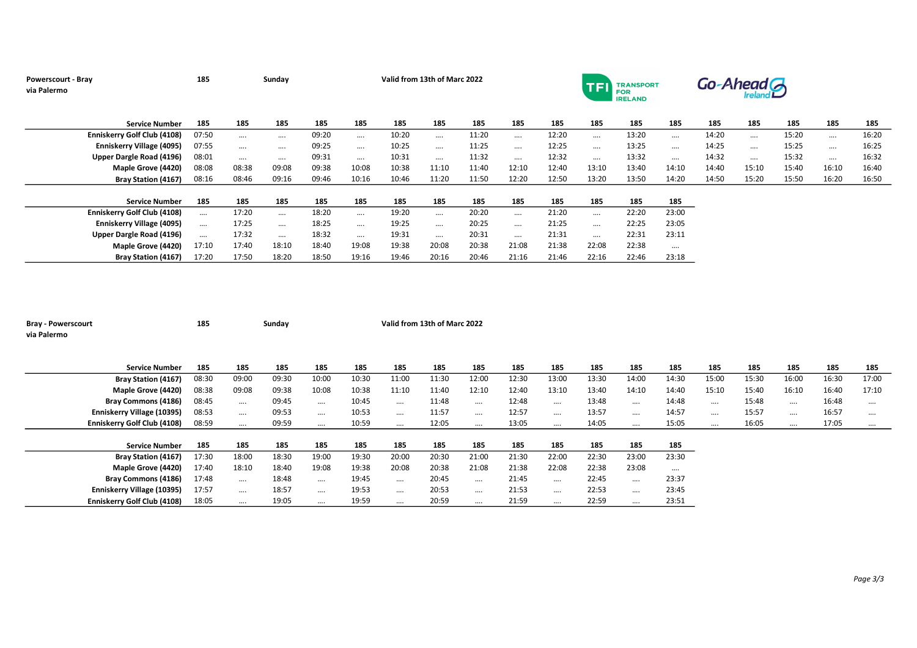**Powerscourt - Bray**
**via Palermo**

**185** **Sunday** **Valid from 13th of Marc 2022**

TFI TRANSPORT FOR IRELAND

Go-Ahead Ireland

| Service Number | 185 | 185 | 185 | 185 | 185 | 185 | 185 | 185 | 185 | 185 | 185 | 185 | 185 | 185 | 185 | 185 | 185 | 185 |
|---|---|---|---|---|---|---|---|---|---|---|---|---|---|---|---|---|---|---|
| Enniskerry Golf Club (4108) | 07:50 | .... | .... | 09:20 | .... | 10:20 | .... | 11:20 | .... | 12:20 | .... | 13:20 | .... | 14:20 | .... | 15:20 | .... | 16:20 |
| Enniskerry Village (4095) | 07:55 | .... | .... | 09:25 | .... | 10:25 | .... | 11:25 | .... | 12:25 | .... | 13:25 | .... | 14:25 | .... | 15:25 | .... | 16:25 |
| Upper Dargle Road (4196) | 08:01 | .... | .... | 09:31 | .... | 10:31 | .... | 11:32 | .... | 12:32 | .... | 13:32 | .... | 14:32 | .... | 15:32 | .... | 16:32 |
| Maple Grove (4420) | 08:08 | 08:38 | 09:08 | 09:38 | 10:08 | 10:38 | 11:10 | 11:40 | 12:10 | 12:40 | 13:10 | 13:40 | 14:10 | 14:40 | 15:10 | 15:40 | 16:10 | 16:40 |
| Bray Station (4167) | 08:16 | 08:46 | 09:16 | 09:46 | 10:16 | 10:46 | 11:20 | 11:50 | 12:20 | 12:50 | 13:20 | 13:50 | 14:20 | 14:50 | 15:20 | 15:50 | 16:20 | 16:50 |

| Service Number | 185 | 185 | 185 | 185 | 185 | 185 | 185 | 185 | 185 | 185 | 185 | 185 | 185 |
|---|---|---|---|---|---|---|---|---|---|---|---|---|---|
| Enniskerry Golf Club (4108) | .... | 17:20 | .... | 18:20 | .... | 19:20 | .... | 20:20 | .... | 21:20 | .... | 22:20 | 23:00 |
| Enniskerry Village (4095) | .... | 17:25 | .... | 18:25 | .... | 19:25 | .... | 20:25 | .... | 21:25 | .... | 22:25 | 23:05 |
| Upper Dargle Road (4196) | .... | 17:32 | .... | 18:32 | .... | 19:31 | .... | 20:31 | .... | 21:31 | .... | 22:31 | 23:11 |
| Maple Grove (4420) | 17:10 | 17:40 | 18:10 | 18:40 | 19:08 | 19:38 | 20:08 | 20:38 | 21:08 | 21:38 | 22:08 | 22:38 | .... |
| Bray Station (4167) | 17:20 | 17:50 | 18:20 | 18:50 | 19:16 | 19:46 | 20:16 | 20:46 | 21:16 | 21:46 | 22:16 | 22:46 | 23:18 |

**Bray - Powerscourt**
**via Palermo**

**185** **Sunday** **Valid from 13th of Marc 2022**

| Service Number | 185 | 185 | 185 | 185 | 185 | 185 | 185 | 185 | 185 | 185 | 185 | 185 | 185 | 185 | 185 | 185 | 185 | 185 |
|---|---|---|---|---|---|---|---|---|---|---|---|---|---|---|---|---|---|---|
| Bray Station (4167) | 08:30 | 09:00 | 09:30 | 10:00 | 10:30 | 11:00 | 11:30 | 12:00 | 12:30 | 13:00 | 13:30 | 14:00 | 14:30 | 15:00 | 15:30 | 16:00 | 16:30 | 17:00 |
| Maple Grove (4420) | 08:38 | 09:08 | 09:38 | 10:08 | 10:38 | 11:10 | 11:40 | 12:10 | 12:40 | 13:10 | 13:40 | 14:10 | 14:40 | 15:10 | 15:40 | 16:10 | 16:40 | 17:10 |
| Bray Commons (4186) | 08:45 | .... | 09:45 | .... | 10:45 | .... | 11:48 | .... | 12:48 | .... | 13:48 | .... | 14:48 | .... | 15:48 | .... | 16:48 | .... |
| Enniskerry Village (10395) | 08:53 | .... | 09:53 | .... | 10:53 | .... | 11:57 | .... | 12:57 | .... | 13:57 | .... | 14:57 | .... | 15:57 | .... | 16:57 | .... |
| Enniskerry Golf Club (4108) | 08:59 | .... | 09:59 | .... | 10:59 | .... | 12:05 | .... | 13:05 | .... | 14:05 | .... | 15:05 | .... | 16:05 | .... | 17:05 | .... |

| Service Number | 185 | 185 | 185 | 185 | 185 | 185 | 185 | 185 | 185 | 185 | 185 | 185 | 185 |
|---|---|---|---|---|---|---|---|---|---|---|---|---|---|
| Bray Station (4167) | 17:30 | 18:00 | 18:30 | 19:00 | 19:30 | 20:00 | 20:30 | 21:00 | 21:30 | 22:00 | 22:30 | 23:00 | 23:30 |
| Maple Grove (4420) | 17:40 | 18:10 | 18:40 | 19:08 | 19:38 | 20:08 | 20:38 | 21:08 | 21:38 | 22:08 | 22:38 | 23:08 | .... |
| Bray Commons (4186) | 17:48 | .... | 18:48 | .... | 19:45 | .... | 20:45 | .... | 21:45 | .... | 22:45 | .... | 23:37 |
| Enniskerry Village (10395) | 17:57 | .... | 18:57 | .... | 19:53 | .... | 20:53 | .... | 21:53 | .... | 22:53 | .... | 23:45 |
| Enniskerry Golf Club (4108) | 18:05 | .... | 19:05 | .... | 19:59 | .... | 20:59 | .... | 21:59 | .... | 22:59 | .... | 23:51 |